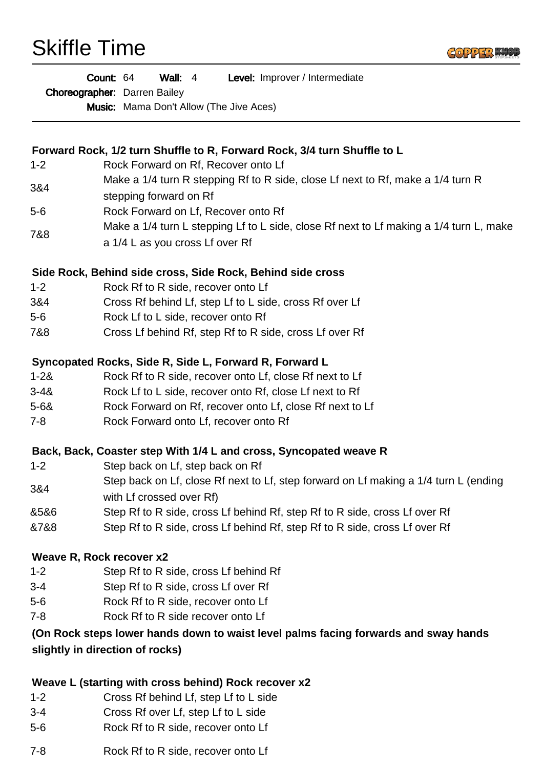# Skiffle Time

**Count:** 64 **Wall:** 4 **Level:** Improver / Intermediate
**Choreographer:** Darren Bailey
**Music:** Mama Don't Allow (The Jive Aces)

---

**Forward Rock, 1/2 turn Shuffle to R, Forward Rock, 3/4 turn Shuffle to L**

| | |
|---|---|
| 1-2 | Rock Forward on Rf, Recover onto Lf |
| 3&4 | Make a 1/4 turn R stepping Rf to R side, close Lf next to Rf, make a 1/4 turn R stepping forward on Rf |
| 5-6 | Rock Forward on Lf, Recover onto Rf |
| 7&8 | Make a 1/4 turn L stepping Lf to L side, close Rf next to Lf making a 1/4 turn L, make a 1/4 L as you cross Lf over Rf |

**Side Rock, Behind side cross, Side Rock, Behind side cross**

| | |
|---|---|
| 1-2 | Rock Rf to R side, recover onto Lf |
| 3&4 | Cross Rf behind Lf, step Lf to L side, cross Rf over Lf |
| 5-6 | Rock Lf to L side, recover onto Rf |
| 7&8 | Cross Lf behind Rf, step Rf to R side, cross Lf over Rf |

**Syncopated Rocks, Side R, Side L, Forward R, Forward L**

| | |
|---|---|
| 1-2& | Rock Rf to R side, recover onto Lf, close Rf next to Lf |
| 3-4& | Rock Lf to L side, recover onto Rf, close Lf next to Rf |
| 5-6& | Rock Forward on Rf, recover onto Lf, close Rf next to Lf |
| 7-8 | Rock Forward onto Lf, recover onto Rf |

**Back, Back, Coaster step With 1/4 L and cross, Syncopated weave R**

| | |
|---|---|
| 1-2 | Step back on Lf, step back on Rf |
| 3&4 | Step back on Lf, close Rf next to Lf, step forward on Lf making a 1/4 turn L (ending with Lf crossed over Rf) |
| &5&6 | Step Rf to R side, cross Lf behind Rf, step Rf to R side, cross Lf over Rf |
| &7&8 | Step Rf to R side, cross Lf behind Rf, step Rf to R side, cross Lf over Rf |

**Weave R, Rock recover x2**

| | |
|---|---|
| 1-2 | Step Rf to R side, cross Lf behind Rf |
| 3-4 | Step Rf to R side, cross Lf over Rf |
| 5-6 | Rock Rf to R side, recover onto Lf |
| 7-8 | Rock Rf to R side recover onto Lf |

**(On Rock steps lower hands down to waist level palms facing forwards and sway hands slightly in direction of rocks)**

**Weave L (starting with cross behind) Rock recover x2**

| | |
|---|---|
| 1-2 | Cross Rf behind Lf, step Lf to L side |
| 3-4 | Cross Rf over Lf, step Lf to L side |
| 5-6 | Rock Rf to R side, recover onto Lf |
| 7-8 | Rock Rf to R side, recover onto Lf |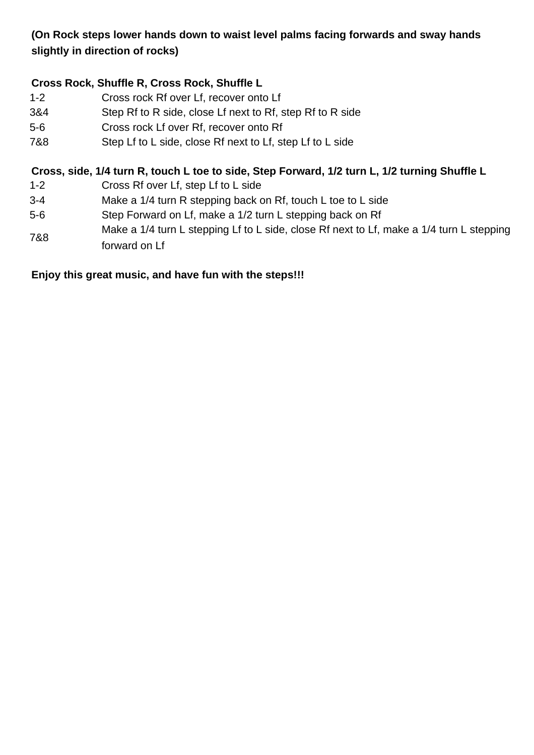**(On Rock steps lower hands down to waist level palms facing forwards and sway hands slightly in direction of rocks)**

**Cross Rock, Shuffle R, Cross Rock, Shuffle L**

| | |
|---|---|
| 1-2 | Cross rock Rf over Lf, recover onto Lf |
| 3&4 | Step Rf to R side, close Lf next to Rf, step Rf to R side |
| 5-6 | Cross rock Lf over Rf, recover onto Rf |
| 7&8 | Step Lf to L side, close Rf next to Lf, step Lf to L side |

**Cross, side, 1/4 turn R, touch L toe to side, Step Forward, 1/2 turn L, 1/2 turning Shuffle L**

| | |
|---|---|
| 1-2 | Cross Rf over Lf, step Lf to L side |
| 3-4 | Make a 1/4 turn R stepping back on Rf, touch L toe to L side |
| 5-6 | Step Forward on Lf, make a 1/2 turn L stepping back on Rf |
| 7&8 | Make a 1/4 turn L stepping Lf to L side, close Rf next to Lf, make a 1/4 turn L stepping forward on Lf |

**Enjoy this great music, and have fun with the steps!!!**